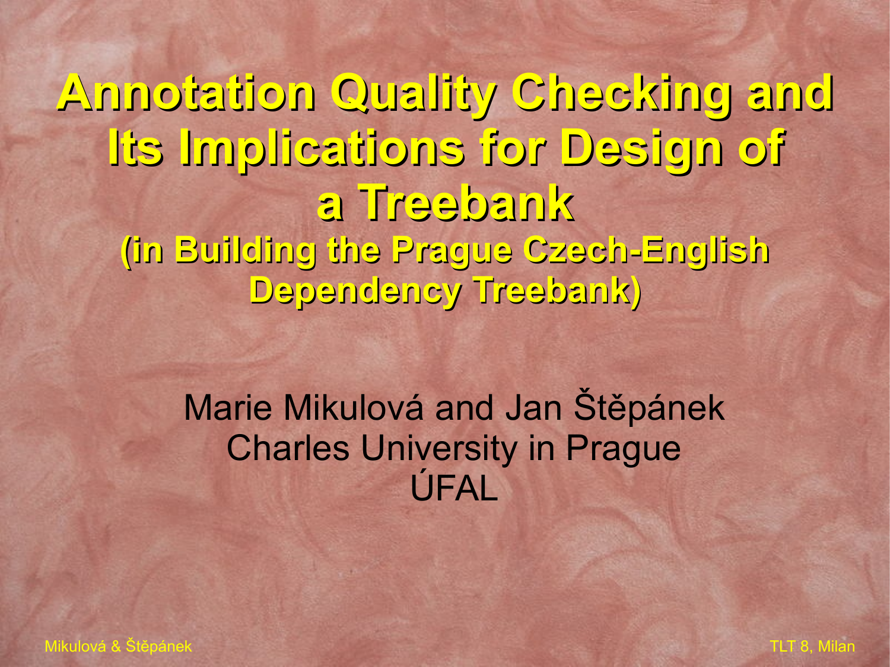# Annotation Quality Checking and Its Implications for Design of a Treebank

## (in Building the Prague Czech-English Dependency Treebank)

Marie Mikulová and Jan Štěpánek
Charles University in Prague
ÚFAL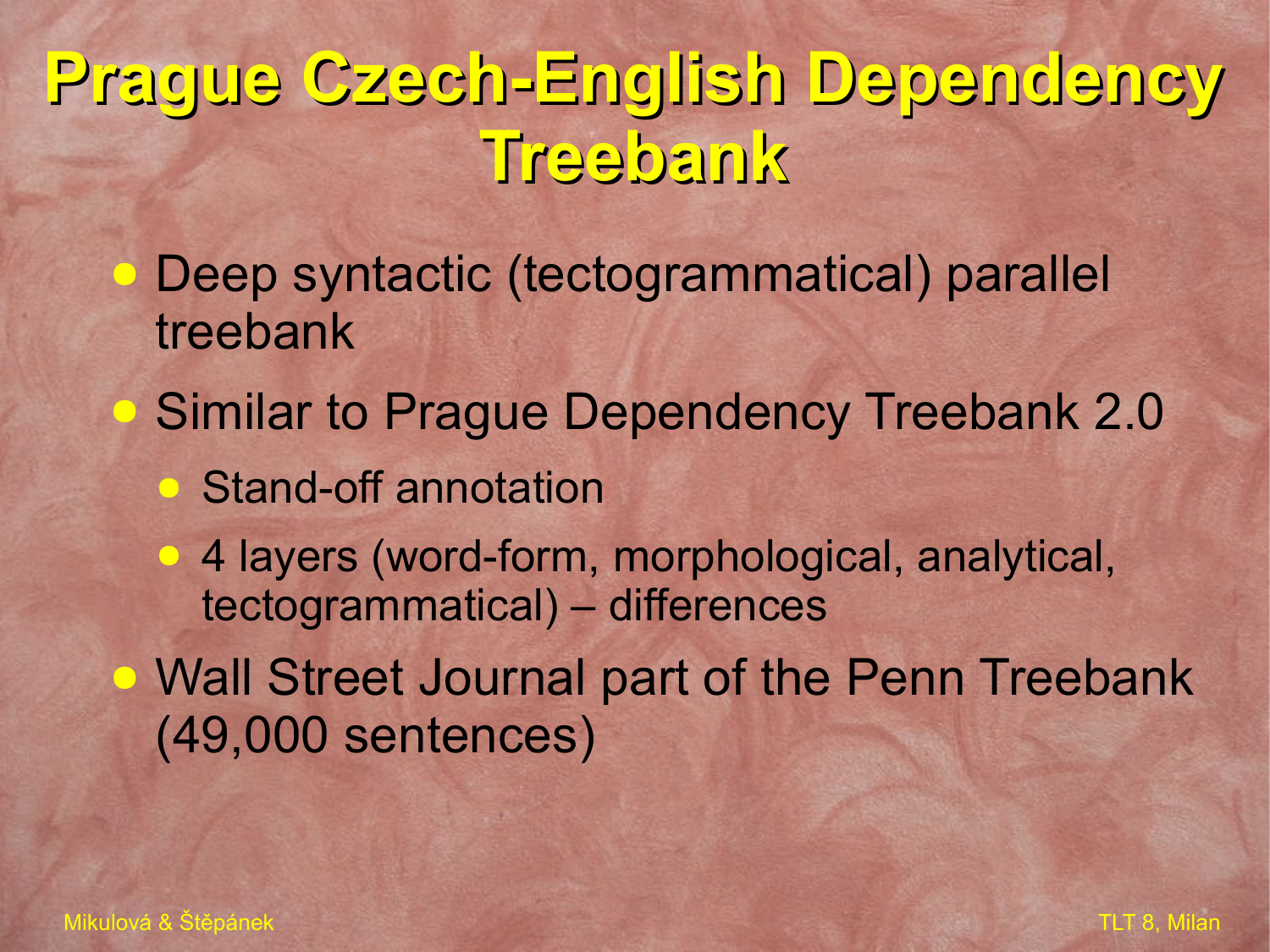# Prague Czech-English Dependency Treebank

- Deep syntactic (tectogrammatical) parallel treebank
- Similar to Prague Dependency Treebank 2.0
  - Stand-off annotation
  - 4 layers (word-form, morphological, analytical, tectogrammatical) – differences
- Wall Street Journal part of the Penn Treebank (49,000 sentences)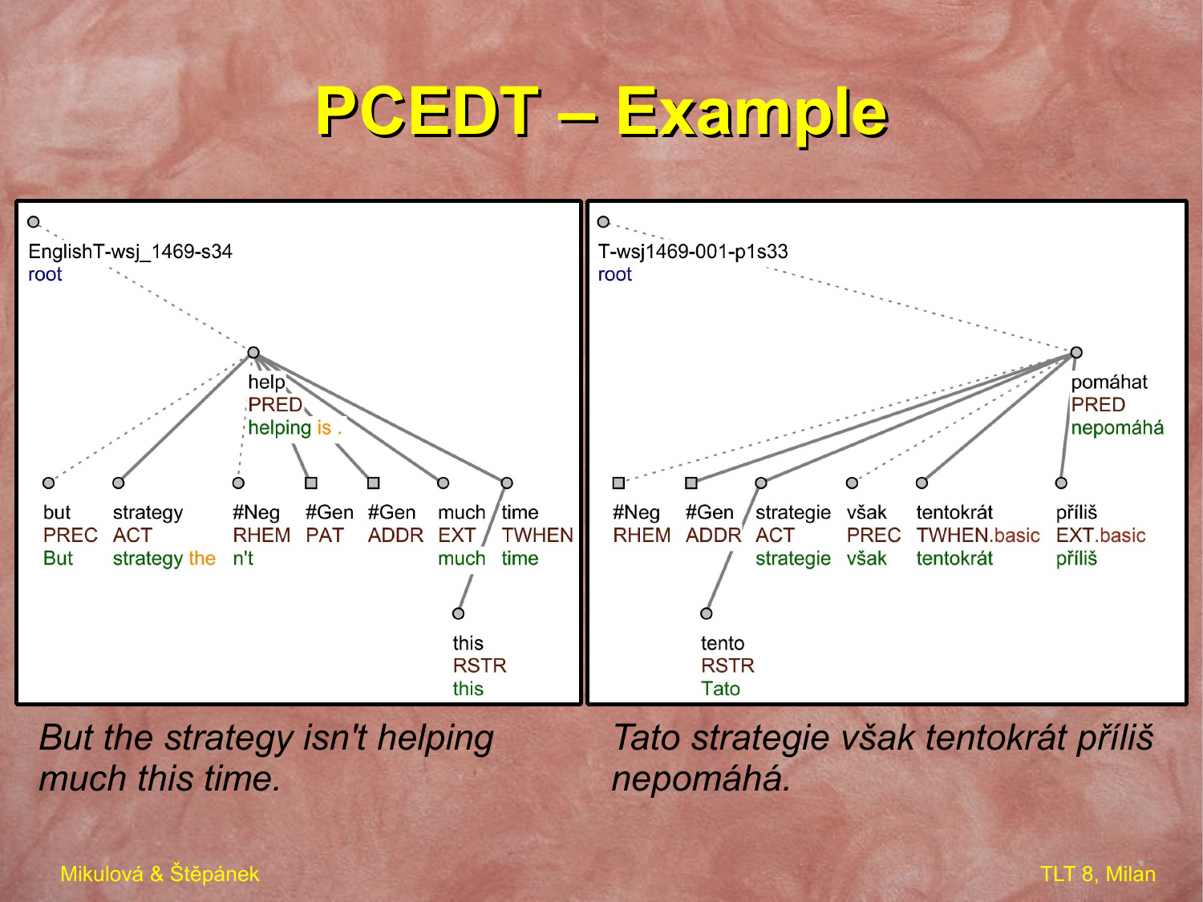# PCEDT – Example

EnglishT-wsj_1469-s34
root

help
PRED
helping is .

but
PREC
But

strategy
ACT
strategy the

#Neg
RHEM
n't

#Gen
PAT

#Gen
ADDR

much
EXT
much

time
TWHEN
time

this
RSTR
this

T-wsj1469-001-p1s33
root

pomáhat
PRED
nepomáhá

#Neg
RHEM

#Gen
ADDR

strategie
ACT
strategie

však
PREC
však

tentokrát
TWHEN.basic
tentokrát

příliš
EXT.basic
příliš

tento
RSTR
Tato

*But the strategy isn't helping much this time.*

*Tato strategie však tentokrát příliš nepomáhá.*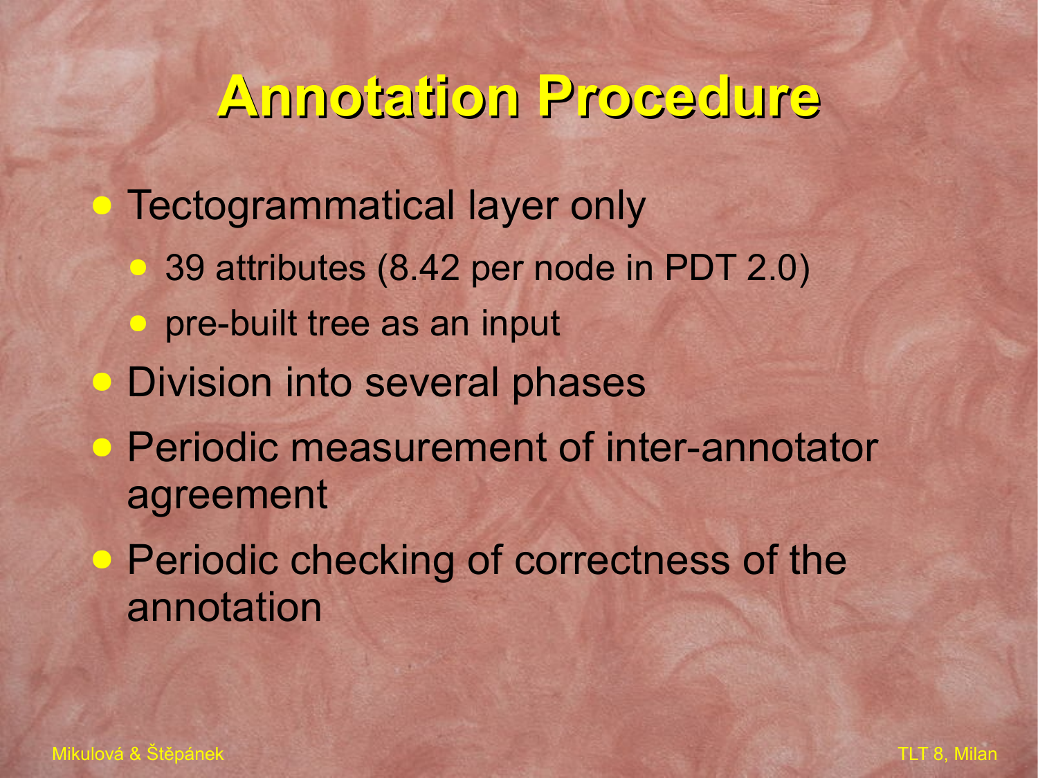# Annotation Procedure

- Tectogrammatical layer only
  - 39 attributes (8.42 per node in PDT 2.0)
  - pre-built tree as an input
- Division into several phases
- Periodic measurement of inter-annotator agreement
- Periodic checking of correctness of the annotation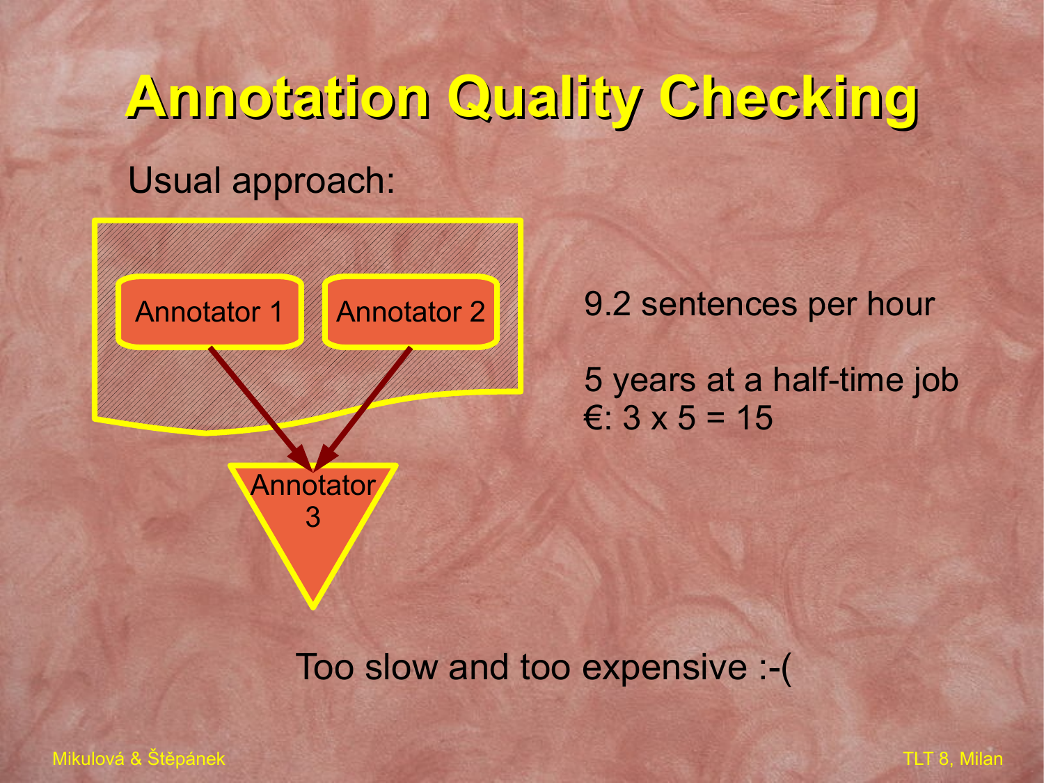# Annotation Quality Checking

Usual approach:

Annotator 1

Annotator 2

Annotator 3

9.2 sentences per hour

5 years at a half-time job
€: 3 x 5 = 15

Too slow and too expensive :-(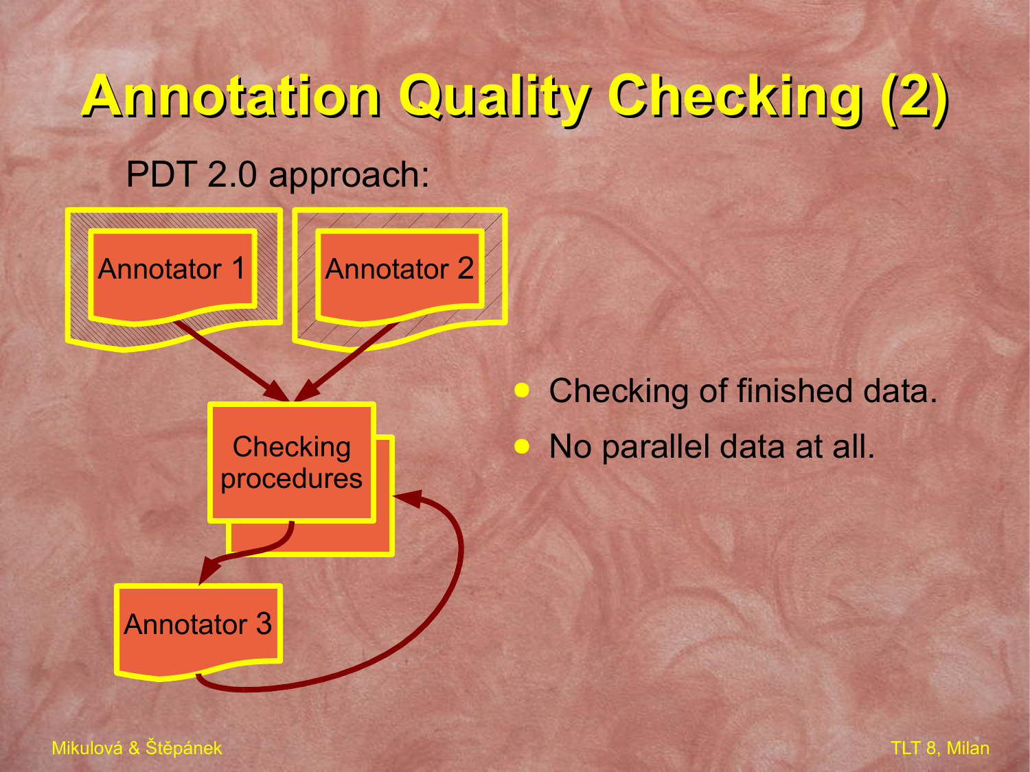# Annotation Quality Checking (2)

PDT 2.0 approach:

Annotator 1

Annotator 2

Checking procedures

Annotator 3

- Checking of finished data.
- No parallel data at all.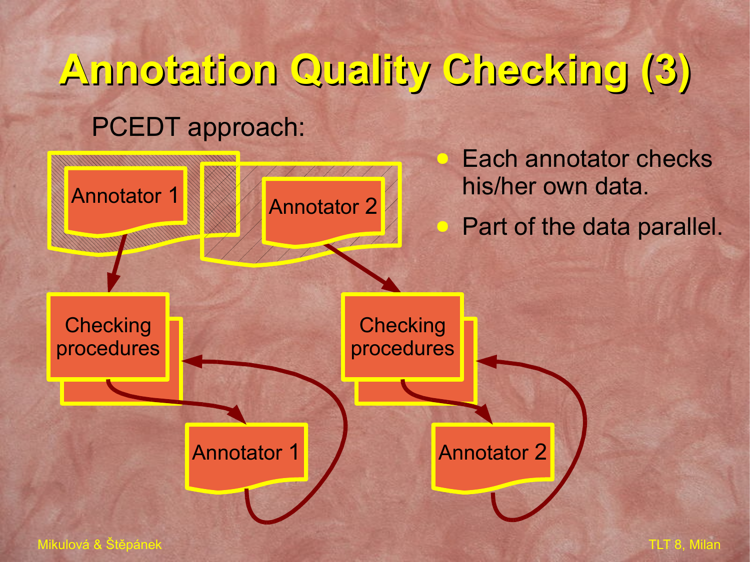# Annotation Quality Checking (3)

PCEDT approach:

Annotator 1

Annotator 2

Checking procedures

Checking procedures

Annotator 1

Annotator 2

- Each annotator checks his/her own data.
- Part of the data parallel.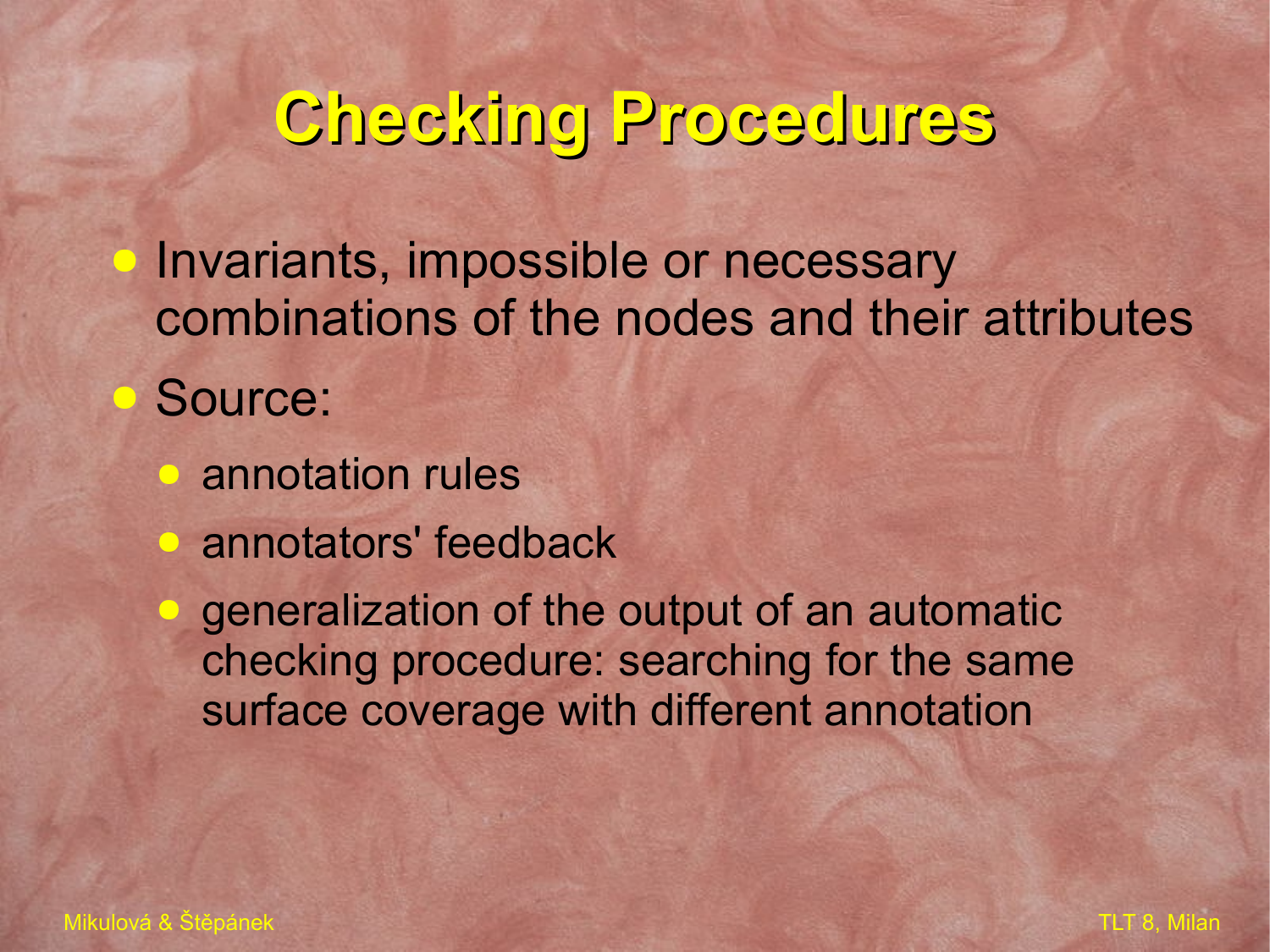# Checking Procedures

- Invariants, impossible or necessary combinations of the nodes and their attributes
- Source:
  - annotation rules
  - annotators' feedback
  - generalization of the output of an automatic checking procedure: searching for the same surface coverage with different annotation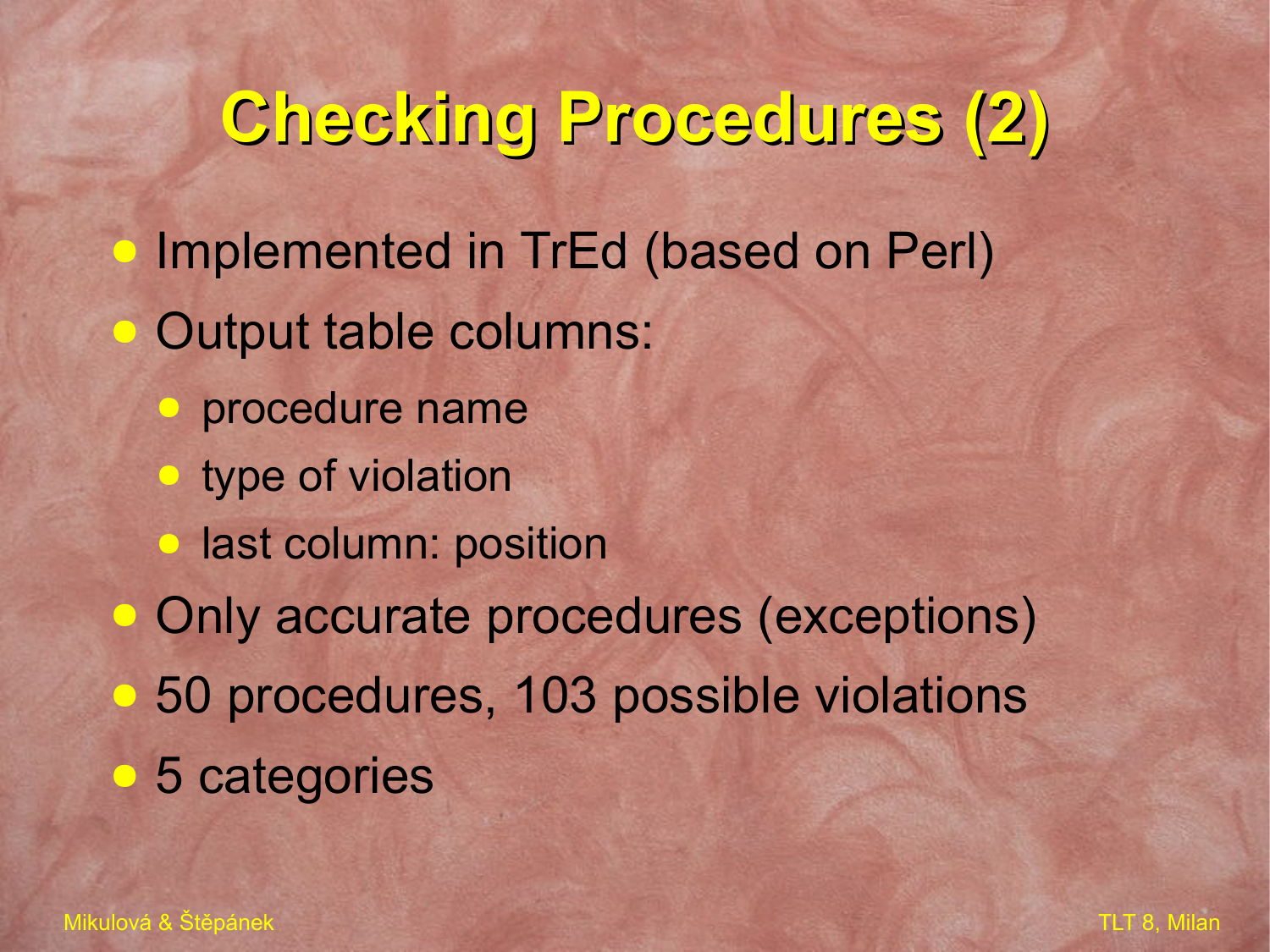# Checking Procedures (2)

- Implemented in TrEd (based on Perl)
- Output table columns:
  - procedure name
  - type of violation
  - last column: position
- Only accurate procedures (exceptions)
- 50 procedures, 103 possible violations
- 5 categories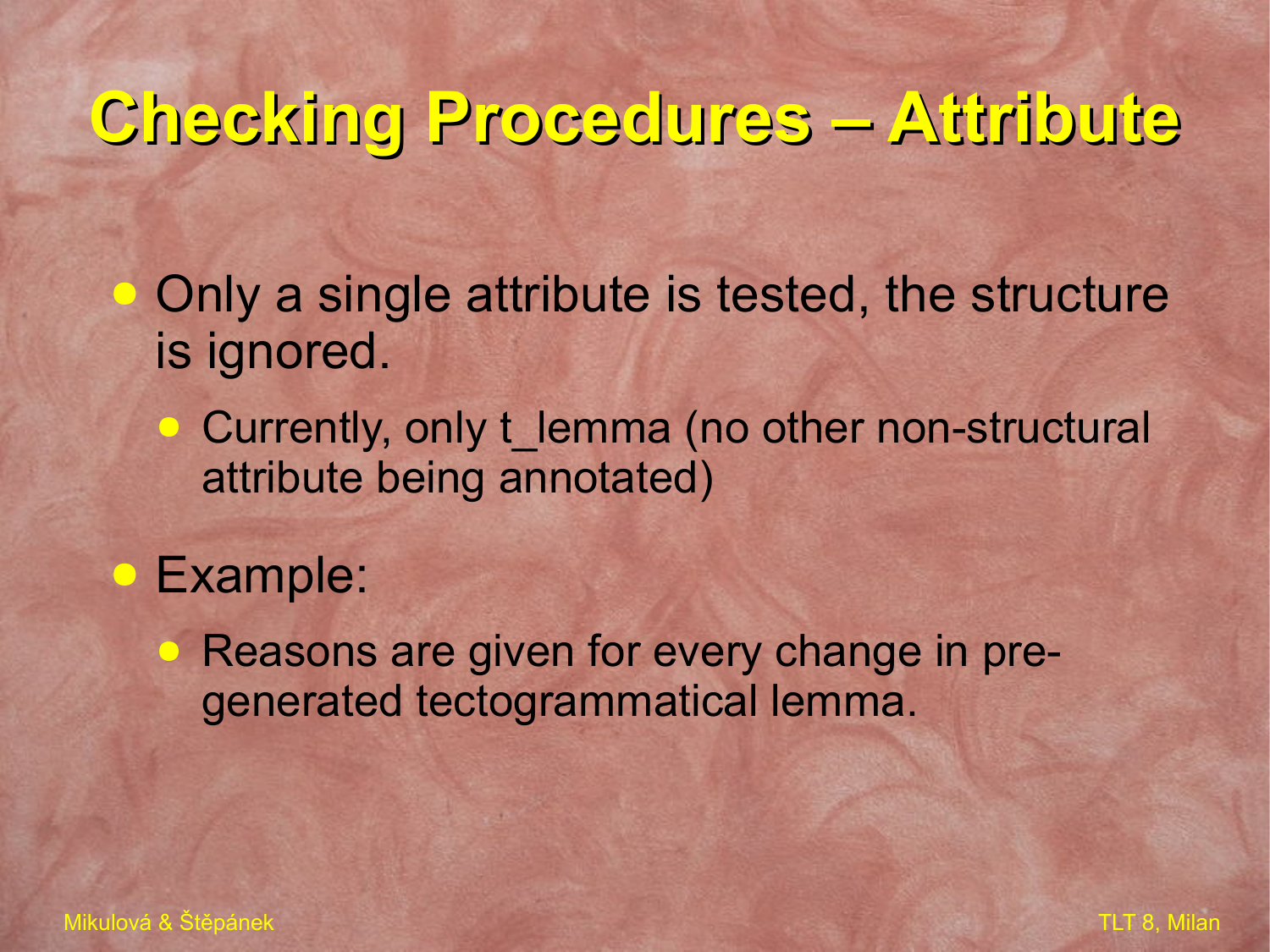# Checking Procedures – Attribute

- Only a single attribute is tested, the structure is ignored.
  - Currently, only t_lemma (no other non-structural attribute being annotated)
- Example:
  - Reasons are given for every change in pre-generated tectogrammatical lemma.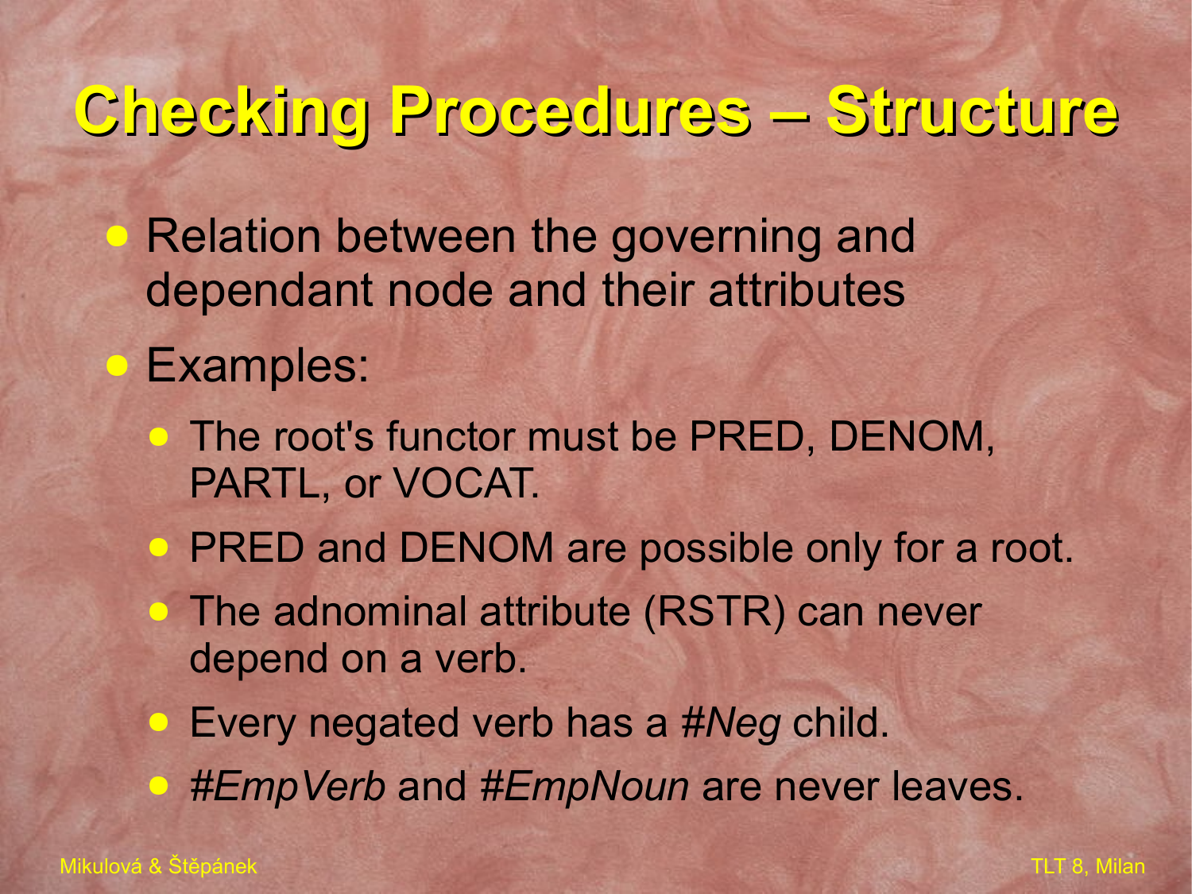# Checking Procedures – Structure

- Relation between the governing and dependant node and their attributes
- Examples:
  - The root's functor must be PRED, DENOM, PARTL, or VOCAT.
  - PRED and DENOM are possible only for a root.
  - The adnominal attribute (RSTR) can never depend on a verb.
  - Every negated verb has a *#Neg* child.
  - *#EmpVerb* and *#EmpNoun* are never leaves.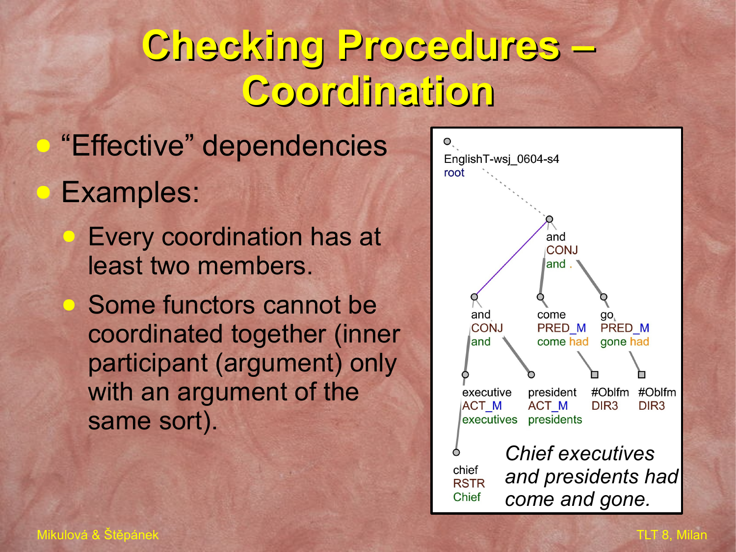# Checking Procedures – Coordination

- "Effective" dependencies
- Examples:
  - Every coordination has at least two members.
  - Some functors cannot be coordinated together (inner participant (argument) only with an argument of the same sort).

EnglishT-wsj_0604-s4
root

and
CONJ
and .

and
CONJ
and

come
PRED_M
come had

go
PRED_M
gone had

executive
ACT_M
executives

president
ACT_M
presidents

#Oblfm
DIR3

#Oblfm
DIR3

chief
RSTR
Chief

*Chief executives and presidents had come and gone.*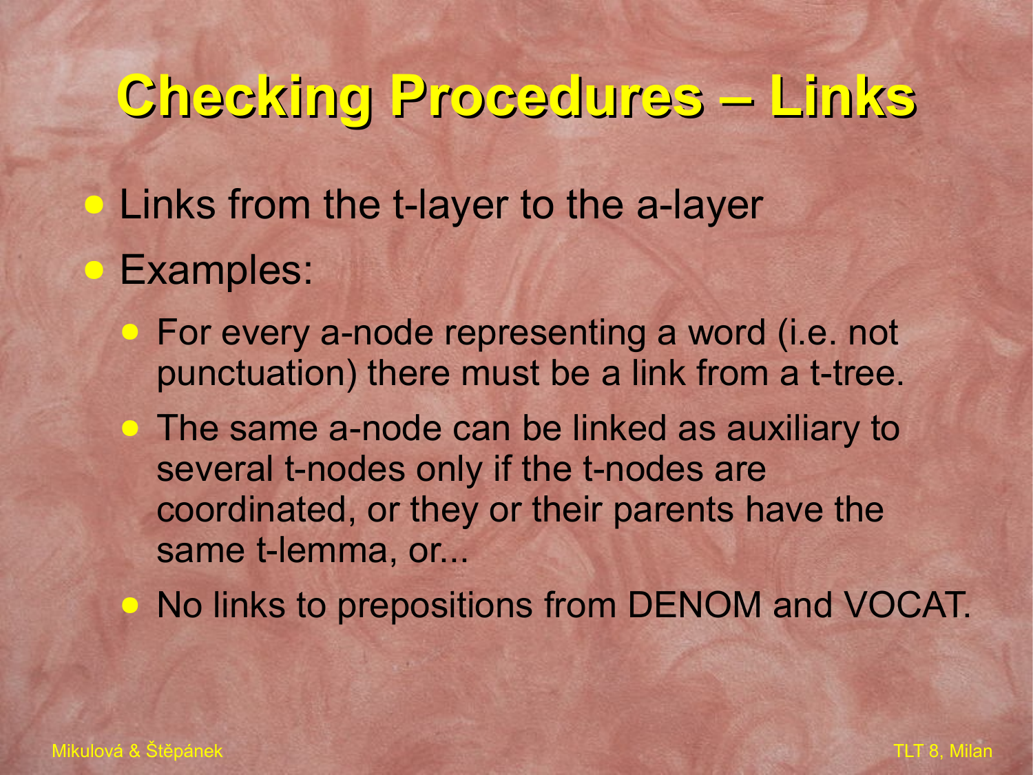# Checking Procedures – Links

- Links from the t-layer to the a-layer
- Examples:
  - For every a-node representing a word (i.e. not punctuation) there must be a link from a t-tree.
  - The same a-node can be linked as auxiliary to several t-nodes only if the t-nodes are coordinated, or they or their parents have the same t-lemma, or...
  - No links to prepositions from DENOM and VOCAT.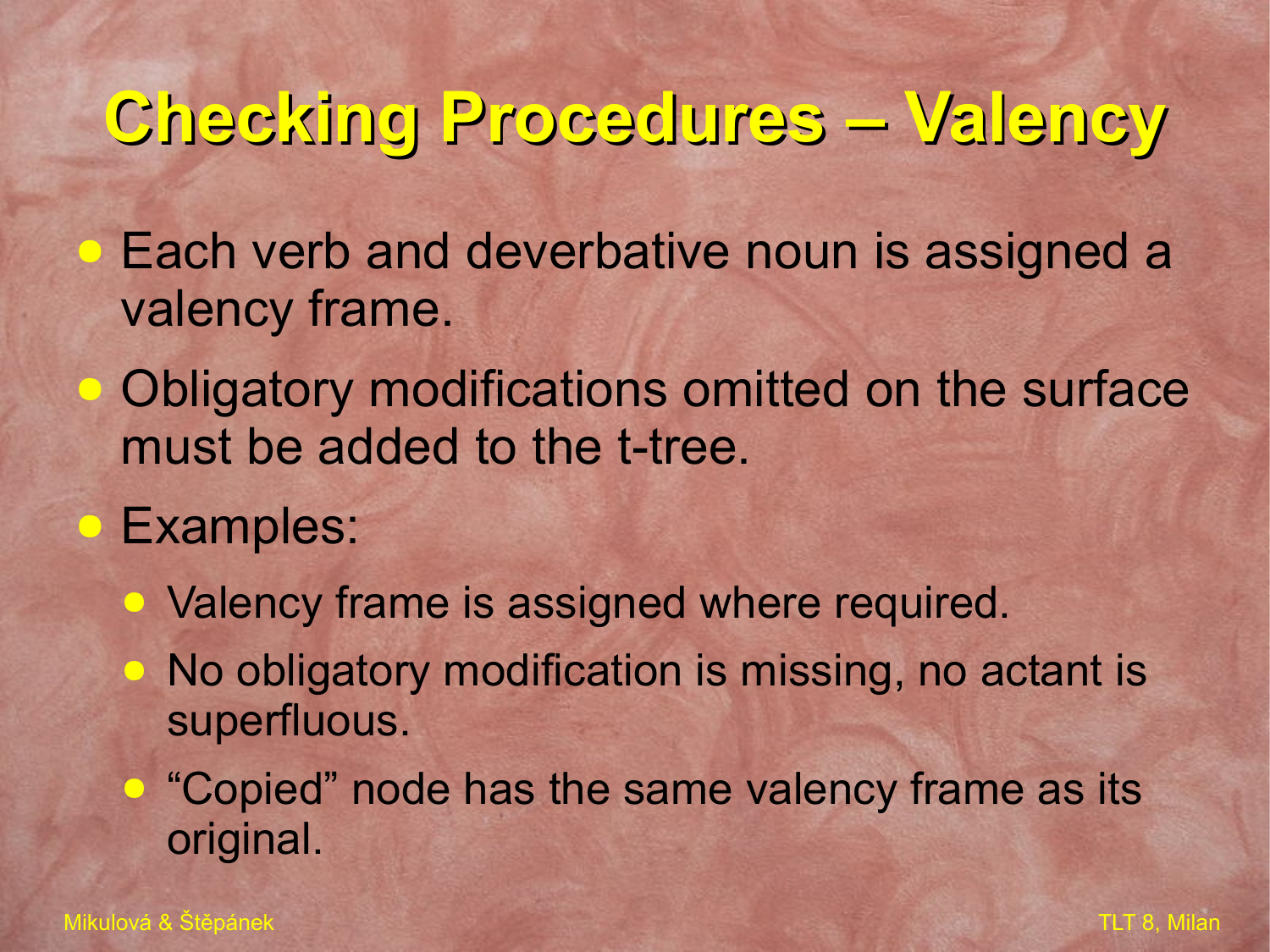# Checking Procedures – Valency

- Each verb and deverbative noun is assigned a valency frame.
- Obligatory modifications omitted on the surface must be added to the t-tree.
- Examples:
  - Valency frame is assigned where required.
  - No obligatory modification is missing, no actant is superfluous.
  - “Copied” node has the same valency frame as its original.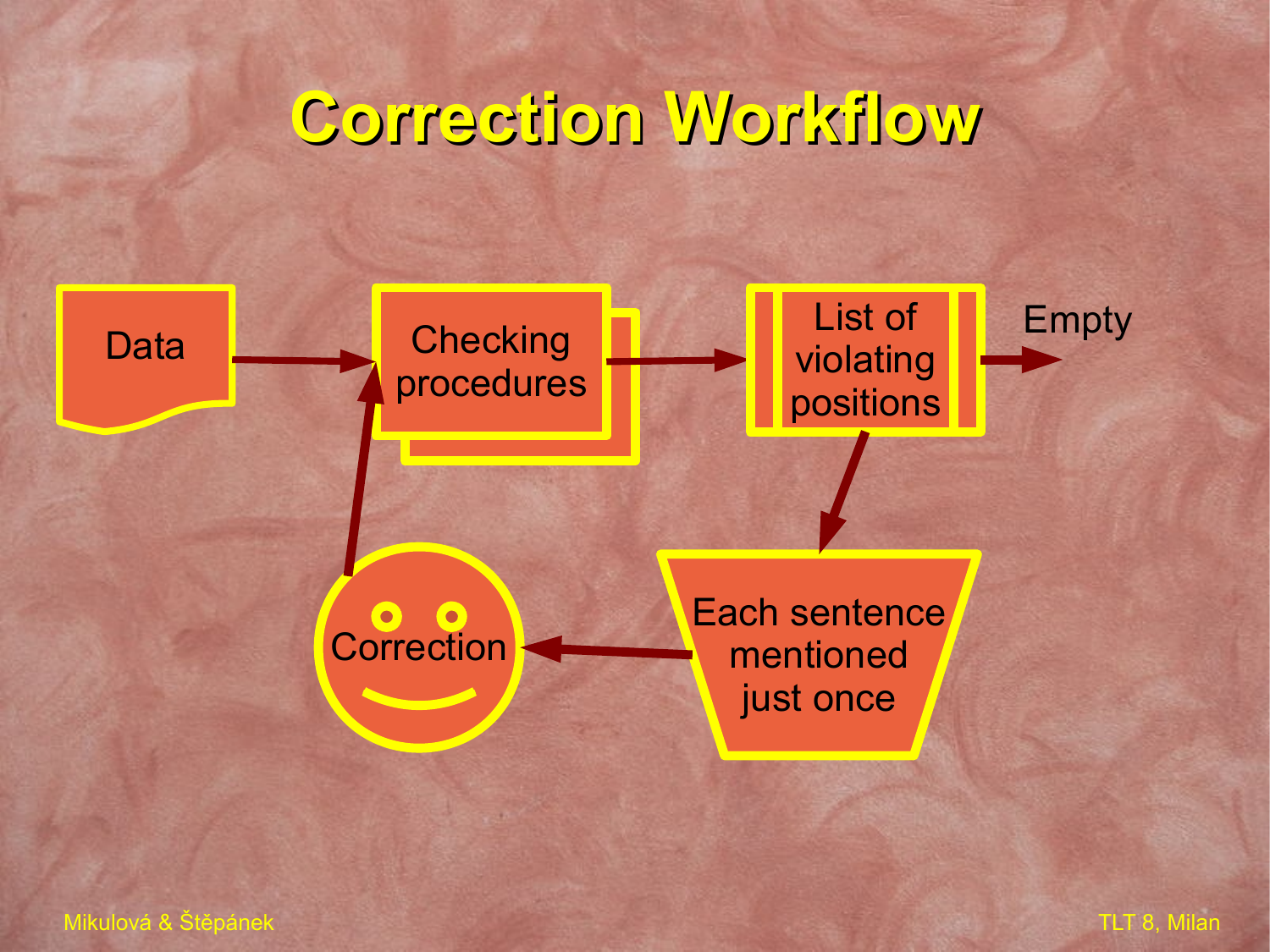# Correction Workflow

Data → Checking procedures → List of violating positions → Empty

List of violating positions → Each sentence mentioned just once → Correction → Checking procedures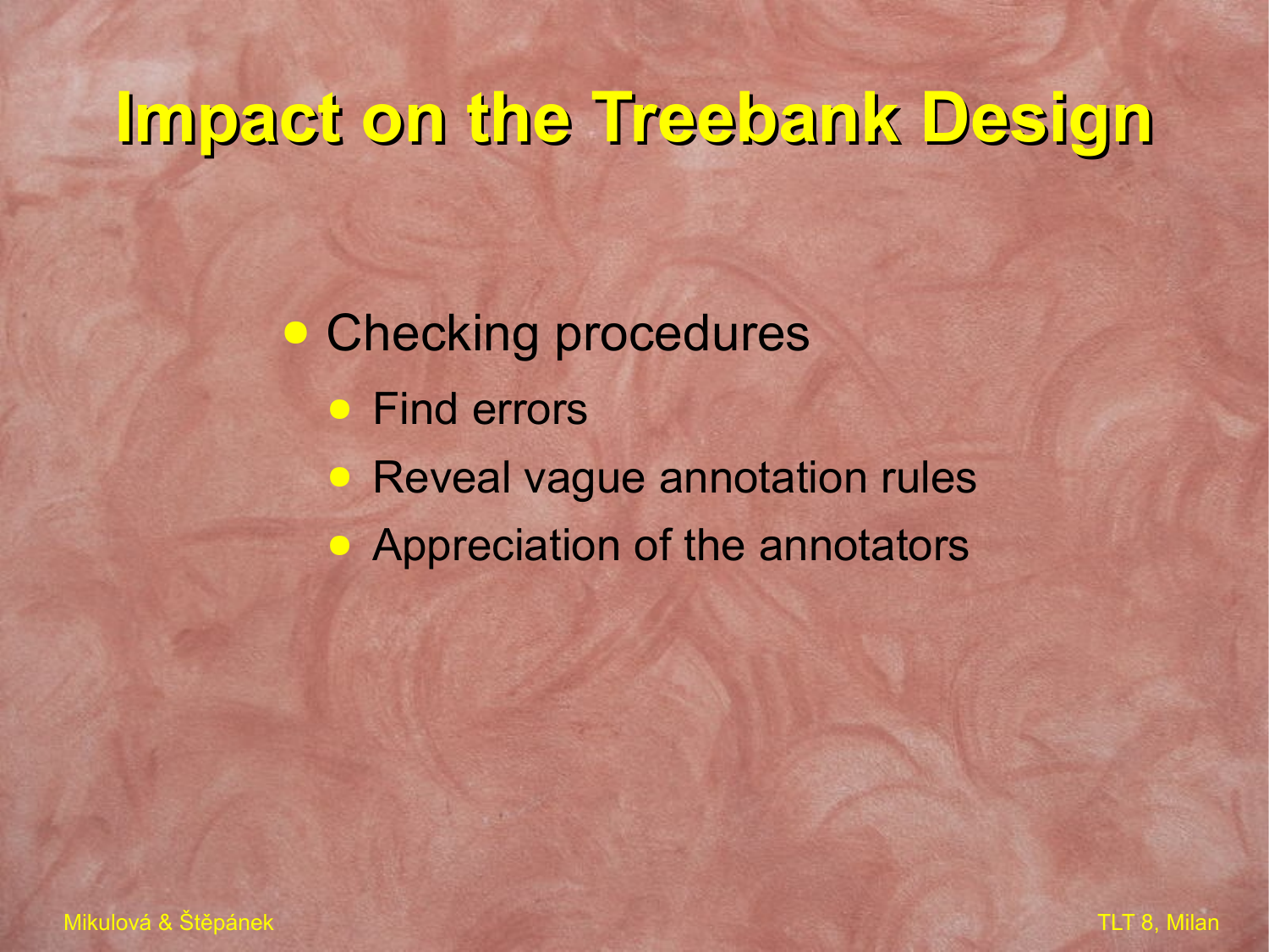# Impact on the Treebank Design

- Checking procedures
  - Find errors
  - Reveal vague annotation rules
  - Appreciation of the annotators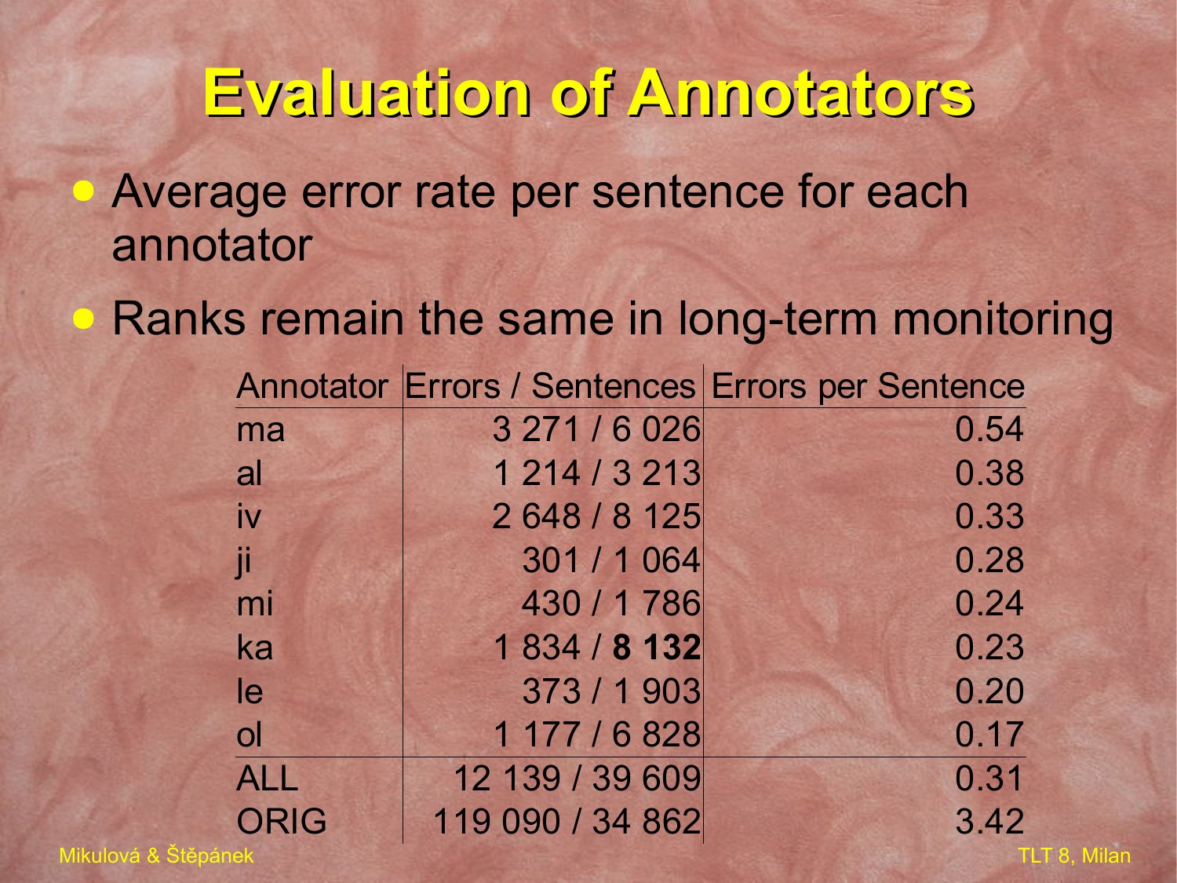# Evaluation of Annotators

- Average error rate per sentence for each annotator
- Ranks remain the same in long-term monitoring

| Annotator | Errors / Sentences | Errors per Sentence |
|---|---:|---:|
| ma | 3 271 / 6 026 | 0.54 |
| al | 1 214 / 3 213 | 0.38 |
| iv | 2 648 / 8 125 | 0.33 |
| ji | 301 / 1 064 | 0.28 |
| mi | 430 / 1 786 | 0.24 |
| ka | 1 834 / **8 132** | 0.23 |
| le | 373 / 1 903 | 0.20 |
| ol | 1 177 / 6 828 | 0.17 |
| ALL | 12 139 / 39 609 | 0.31 |
| ORIG | 119 090 / 34 862 | 3.42 |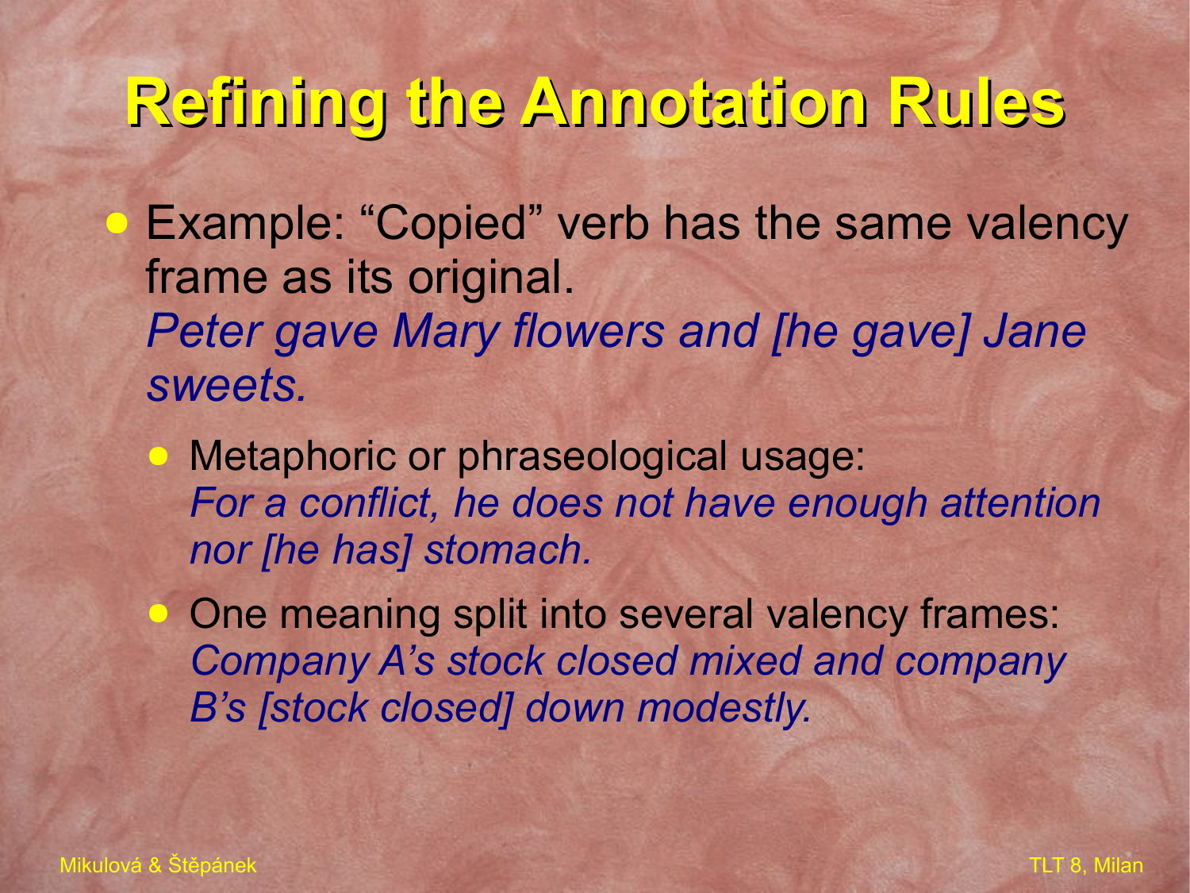# Refining the Annotation Rules

- Example: “Copied” verb has the same valency frame as its original.
  *Peter gave Mary flowers and [he gave] Jane sweets.*
  - Metaphoric or phraseological usage:
    *For a conflict, he does not have enough attention nor [he has] stomach.*
  - One meaning split into several valency frames:
    *Company A’s stock closed mixed and company B’s [stock closed] down modestly.*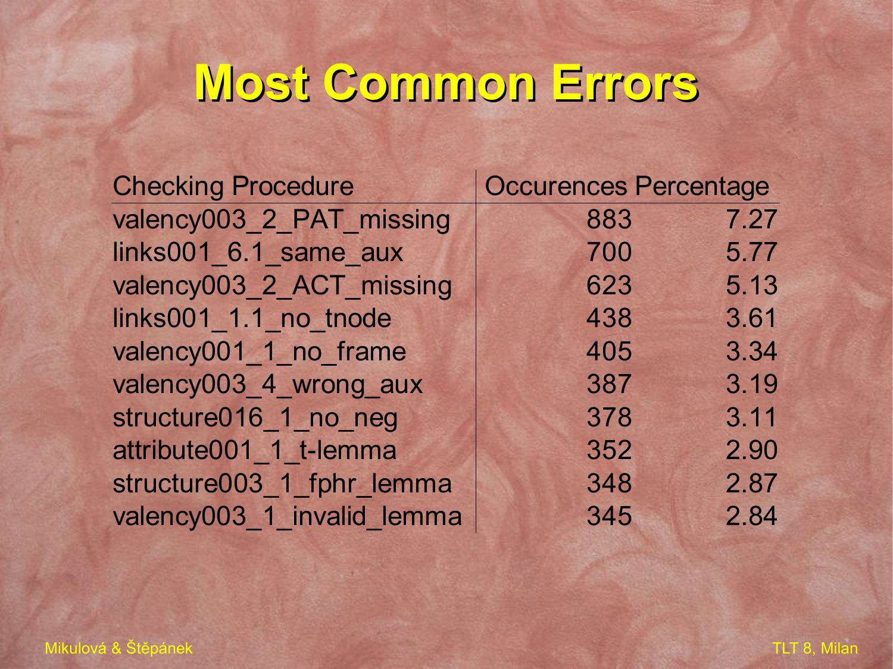# Most Common Errors

| Checking Procedure | Occurences | Percentage |
|---|---|---|
| valency003_2_PAT_missing | 883 | 7.27 |
| links001_6.1_same_aux | 700 | 5.77 |
| valency003_2_ACT_missing | 623 | 5.13 |
| links001_1.1_no_tnode | 438 | 3.61 |
| valency001_1_no_frame | 405 | 3.34 |
| valency003_4_wrong_aux | 387 | 3.19 |
| structure016_1_no_neg | 378 | 3.11 |
| attribute001_1_t-lemma | 352 | 2.90 |
| structure003_1_fphr_lemma | 348 | 2.87 |
| valency003_1_invalid_lemma | 345 | 2.84 |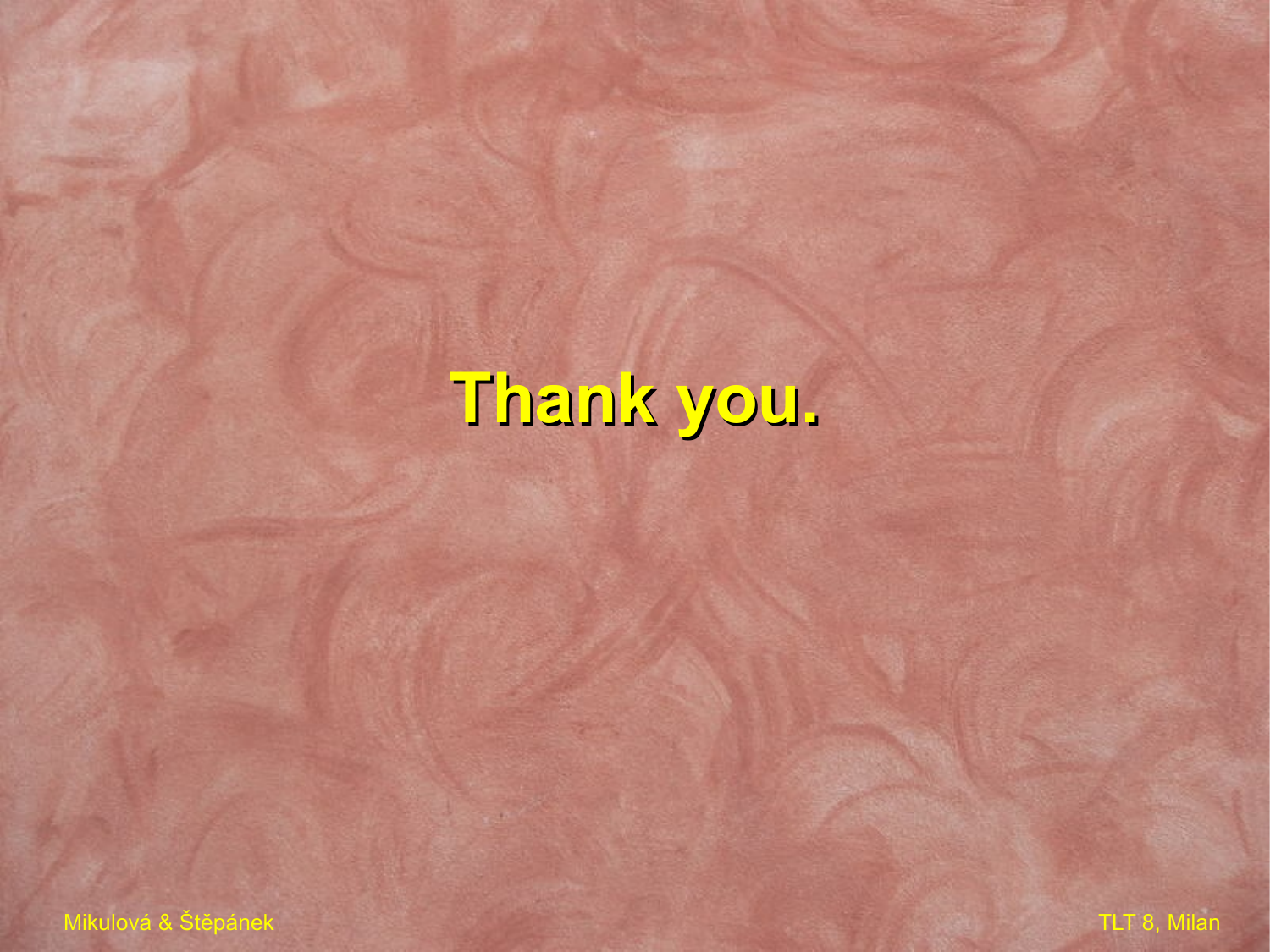# Thank you.